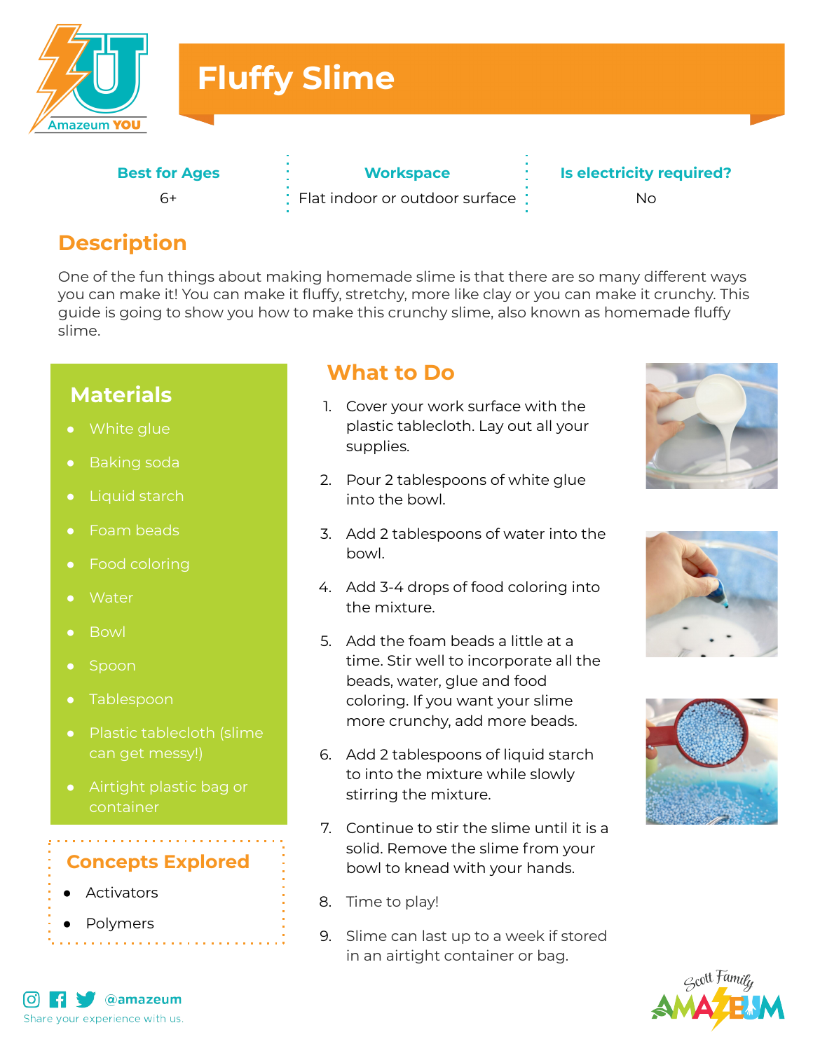# Fluffy Slime

| Best for Ages | Workspace | Is electricity required? |
| --- | --- | --- |
| 6+ | Flat indoor or outdoor surface | No |

## Description

One of the fun things about making homemade slime is that there are so many different ways you can make it! You can make it fluffy, stretchy, more like clay or you can make it crunchy. This guide is going to show you how to make this crunchy slime, also known as homemade fluffy slime.

## Materials

- White glue
- Baking soda
- Liquid starch
- Foam beads
- Food coloring
- Water
- Bowl
- Spoon
- Tablespoon
- Plastic tablecloth (slime can get messy!)
- Airtight plastic bag or container

## Concepts Explored

- Activators
- Polymers

## What to Do

1. Cover your work surface with the plastic tablecloth. Lay out all your supplies.
2. Pour 2 tablespoons of white glue into the bowl.
3. Add 2 tablespoons of water into the bowl.
4. Add 3-4 drops of food coloring into the mixture.
5. Add the foam beads a little at a time. Stir well to incorporate all the beads, water, glue and food coloring. If you want your slime more crunchy, add more beads.
6. Add 2 tablespoons of liquid starch to into the mixture while slowly stirring the mixture.
7. Continue to stir the slime until it is a solid. Remove the slime from your bowl to knead with your hands.
8. Time to play!
9. Slime can last up to a week if stored in an airtight container or bag.

@amazeum

Share your experience with us.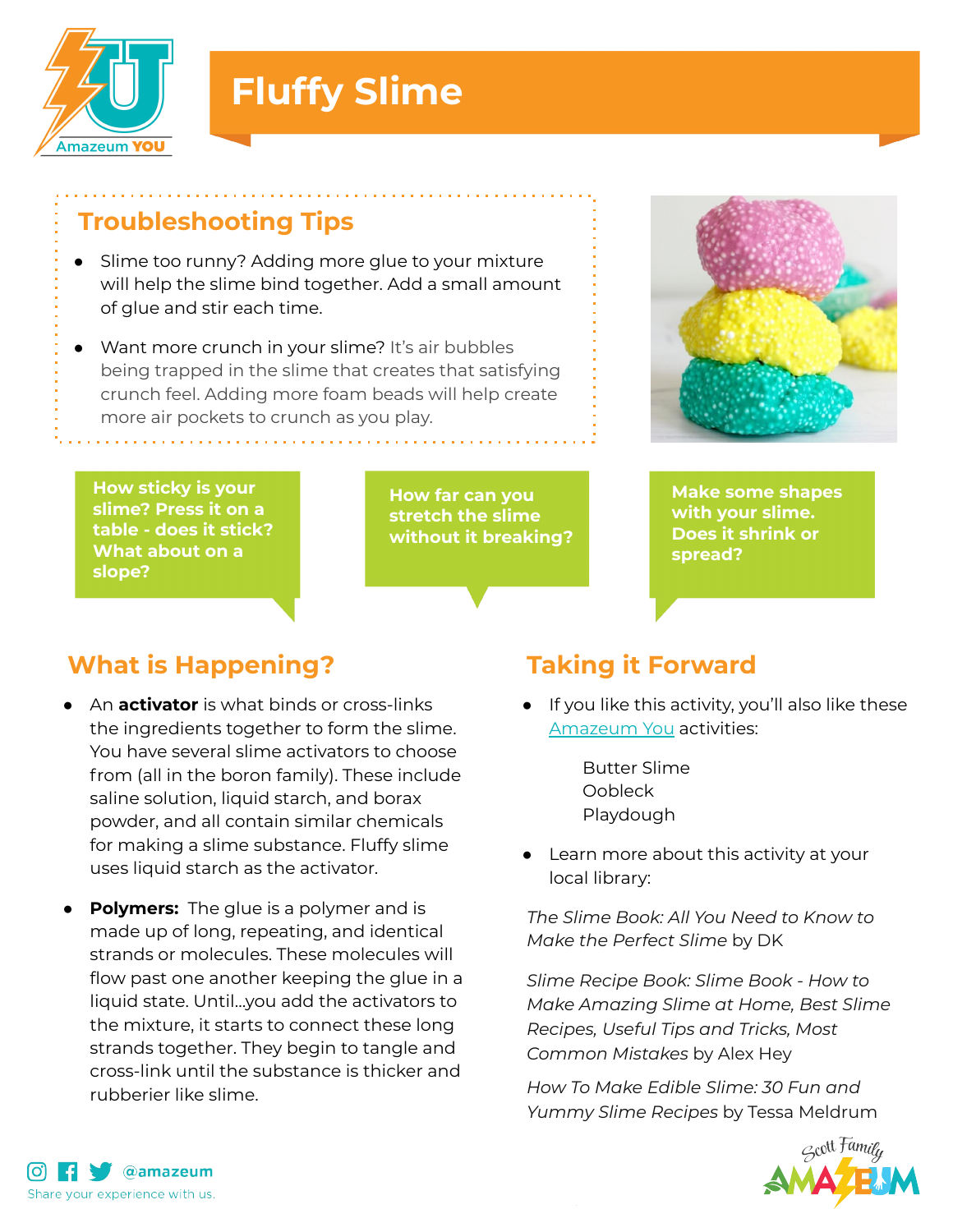# Fluffy Slime

## Troubleshooting Tips

- Slime too runny? Adding more glue to your mixture will help the slime bind together. Add a small amount of glue and stir each time.
- Want more crunch in your slime? It's air bubbles being trapped in the slime that creates that satisfying crunch feel. Adding more foam beads will help create more air pockets to crunch as you play.

**How sticky is your slime? Press it on a table - does it stick? What about on a slope?**

**How far can you stretch the slime without it breaking?**

**Make some shapes with your slime. Does it shrink or spread?**

## What is Happening?

- An **activator** is what binds or cross-links the ingredients together to form the slime. You have several slime activators to choose from (all in the boron family). These include saline solution, liquid starch, and borax powder, and all contain similar chemicals for making a slime substance. Fluffy slime uses liquid starch as the activator.
- **Polymers:** The glue is a polymer and is made up of long, repeating, and identical strands or molecules. These molecules will flow past one another keeping the glue in a liquid state. Until...you add the activators to the mixture, it starts to connect these long strands together. They begin to tangle and cross-link until the substance is thicker and rubberier like slime.

## Taking it Forward

- If you like this activity, you'll also like these Amazeum You activities:

  Butter Slime
  Oobleck
  Playdough

- Learn more about this activity at your local library:

*The Slime Book: All You Need to Know to Make the Perfect Slime* by DK

*Slime Recipe Book: Slime Book - How to Make Amazing Slime at Home, Best Slime Recipes, Useful Tips and Tricks, Most Common Mistakes* by Alex Hey

*How To Make Edible Slime: 30 Fun and Yummy Slime Recipes* by Tessa Meldrum

@amazeum
Share your experience with us.